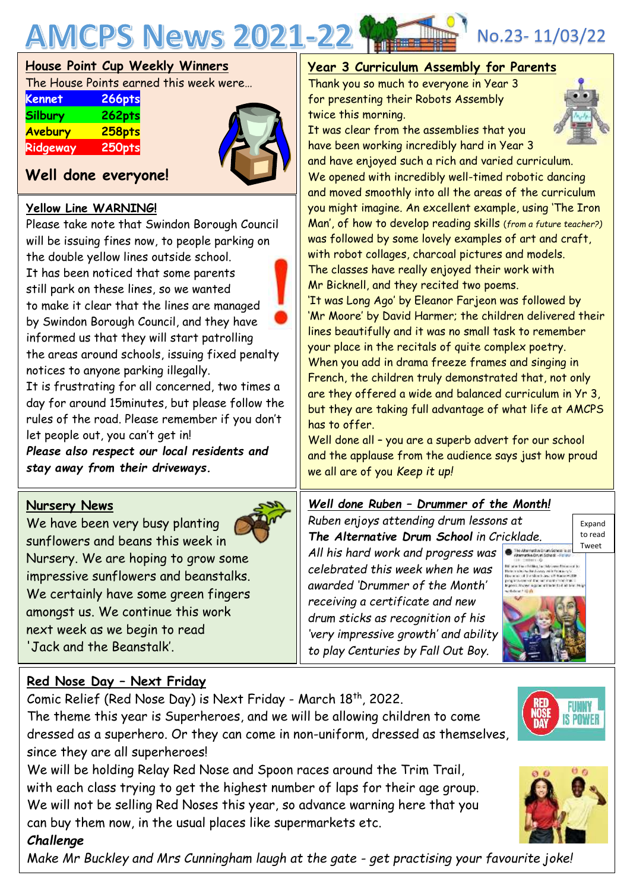# AMCPS News 2021-22

No.23- 11/03/22

## House Point Cup Weekly Winners

The House Points earned this week were…

| House | Points |
|---|---|
| Kennet | 266pts |
| Silbury | 262pts |
| Avebury | 258pts |
| Ridgeway | 250pts |

**Well done everyone!**

## Yellow Line WARNING!

Please take note that Swindon Borough Council will be issuing fines now, to people parking on the double yellow lines outside school.

It has been noticed that some parents still park on these lines, so we wanted to make it clear that the lines are managed by Swindon Borough Council, and they have informed us that they will start patrolling the areas around schools, issuing fixed penalty notices to anyone parking illegally.

It is frustrating for all concerned, two times a day for around 15minutes, but please follow the rules of the road. Please remember if you don't let people out, you can't get in!

***Please also respect our local residents and stay away from their driveways.***

## Nursery News

We have been very busy planting sunflowers and beans this week in Nursery. We are hoping to grow some impressive sunflowers and beanstalks. We certainly have some green fingers amongst us. We continue this work next week as we begin to read 'Jack and the Beanstalk'.

## Year 3 Curriculum Assembly for Parents

Thank you so much to everyone in Year 3 for presenting their Robots Assembly twice this morning.

It was clear from the assemblies that you have been working incredibly hard in Year 3 and have enjoyed such a rich and varied curriculum.

We opened with incredibly well-timed robotic dancing and moved smoothly into all the areas of the curriculum you might imagine. An excellent example, using 'The Iron Man', of how to develop reading skills *(from a future teacher?)* was followed by some lovely examples of art and craft, with robot collages, charcoal pictures and models.

The classes have really enjoyed their work with Mr Bicknell, and they recited two poems.

'It was Long Ago' by Eleanor Farjeon was followed by 'Mr Moore' by David Harmer; the children delivered their lines beautifully and it was no small task to remember your place in the recitals of quite complex poetry.

When you add in drama freeze frames and singing in French, the children truly demonstrated that, not only are they offered a wide and balanced curriculum in Yr 3, but they are taking full advantage of what life at AMCPS has to offer.

Well done all – you are a superb advert for our school and the applause from the audience says just how proud we all are of you *Keep it up!*

## *Well done Ruben – Drummer of the Month!*

*Ruben enjoys attending drum lessons at **The Alternative Drum School** in Cricklade. All his hard work and progress was celebrated this week when he was awarded 'Drummer of the Month' receiving a certificate and new drum sticks as recognition of his 'very impressive growth' and ability to play Centuries by Fall Out Boy.*

Expand to read Tweet

## Red Nose Day – Next Friday

Comic Relief (Red Nose Day) is Next Friday - March 18th, 2022.

The theme this year is Superheroes, and we will be allowing children to come dressed as a superhero. Or they can come in non-uniform, dressed as themselves, since they are all superheroes!

We will be holding Relay Red Nose and Spoon races around the Trim Trail, with each class trying to get the highest number of laps for their age group.

We will not be selling Red Noses this year, so advance warning here that you can buy them now, in the usual places like supermarkets etc.

***Challenge***

*Make Mr Buckley and Mrs Cunningham laugh at the gate - get practising your favourite joke!*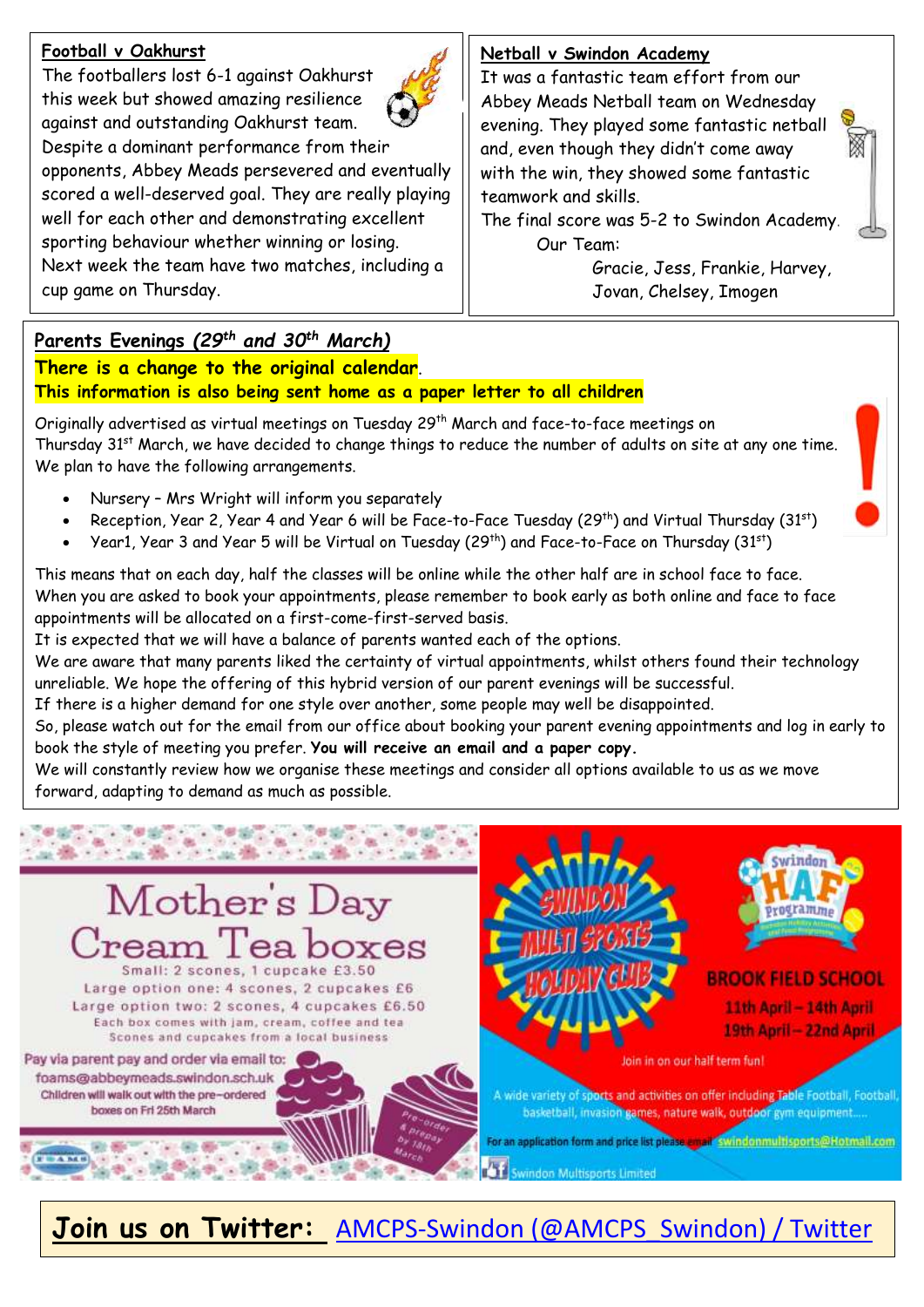## Football v Oakhurst

The footballers lost 6-1 against Oakhurst this week but showed amazing resilience against and outstanding Oakhurst team. Despite a dominant performance from their opponents, Abbey Meads persevered and eventually scored a well-deserved goal. They are really playing well for each other and demonstrating excellent sporting behaviour whether winning or losing. Next week the team have two matches, including a cup game on Thursday.

## Netball v Swindon Academy

It was a fantastic team effort from our Abbey Meads Netball team on Wednesday evening. They played some fantastic netball and, even though they didn't come away with the win, they showed some fantastic teamwork and skills.

The final score was 5-2 to Swindon Academy.

Our Team:

Gracie, Jess, Frankie, Harvey, Jovan, Chelsey, Imogen

## Parents Evenings (*29th and 30th March*)

**There is a change to the original calendar.**

**This information is also being sent home as a paper letter to all children**

Originally advertised as virtual meetings on Tuesday 29th March and face-to-face meetings on Thursday 31st March, we have decided to change things to reduce the number of adults on site at any one time. We plan to have the following arrangements.

- Nursery – Mrs Wright will inform you separately
- Reception, Year 2, Year 4 and Year 6 will be Face-to-Face Tuesday (29th) and Virtual Thursday (31st)
- Year1, Year 3 and Year 5 will be Virtual on Tuesday (29th) and Face-to-Face on Thursday (31st)

This means that on each day, half the classes will be online while the other half are in school face to face.
When you are asked to book your appointments, please remember to book early as both online and face to face appointments will be allocated on a first-come-first-served basis.
It is expected that we will have a balance of parents wanted each of the options.
We are aware that many parents liked the certainty of virtual appointments, whilst others found their technology unreliable. We hope the offering of this hybrid version of our parent evenings will be successful.
If there is a higher demand for one style over another, some people may well be disappointed.
So, please watch out for the email from our office about booking your parent evening appointments and log in early to book the style of meeting you prefer. **You will receive an email and a paper copy.**
We will constantly review how we organise these meetings and consider all options available to us as we move forward, adapting to demand as much as possible.

## Mother's Day Cream Tea boxes

Small: 2 scones, 1 cupcake £3.50
Large option one: 4 scones, 2 cupcakes £6
Large option two: 2 scones, 4 cupcakes £6.50
Each box comes with jam, cream, coffee and tea
Scones and cupcakes from a local business

Pay via parent pay and order via email to: foams@abbeymeads.swindon.sch.uk
Children will walk out with the pre-ordered boxes on Fri 25th March

Pre-order & prepay by 18th March

## Swindon Multi Sports Holiday Club

Swindon HAF Programme

BROOK FIELD SCHOOL
11th April – 14th April
19th April – 22nd April

Join in on our half term fun!

A wide variety of sports and activities on offer including Table Football, Football, basketball, invasion games, nature walk, outdoor gym equipment.....

For an application form and price list please email swindonmultisports@Hotmail.com

Swindon Multisports Limited

**Join us on Twitter:** AMCPS-Swindon (@AMCPS_Swindon) / Twitter